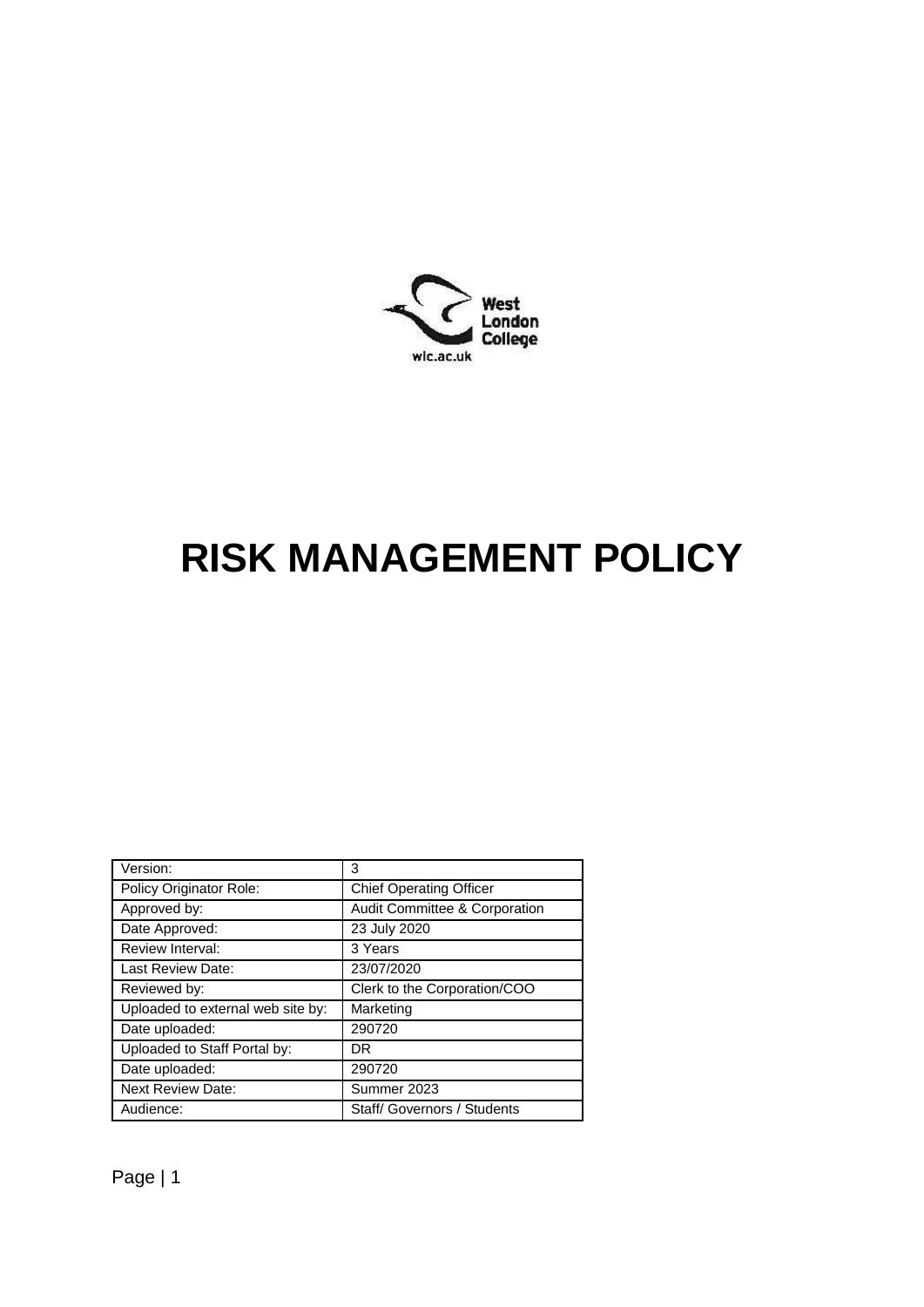West London College
wlc.ac.uk

# RISK MANAGEMENT POLICY

| Version: | 3 |
|---|---|
| Policy Originator Role: | Chief Operating Officer |
| Approved by: | Audit Committee & Corporation |
| Date Approved: | 23 July 2020 |
| Review Interval: | 3 Years |
| Last Review Date: | 23/07/2020 |
| Reviewed by: | Clerk to the Corporation/COO |
| Uploaded to external web site by: | Marketing |
| Date uploaded: | 290720 |
| Uploaded to Staff Portal by: | DR |
| Date uploaded: | 290720 |
| Next Review Date: | Summer 2023 |
| Audience: | Staff/ Governors / Students |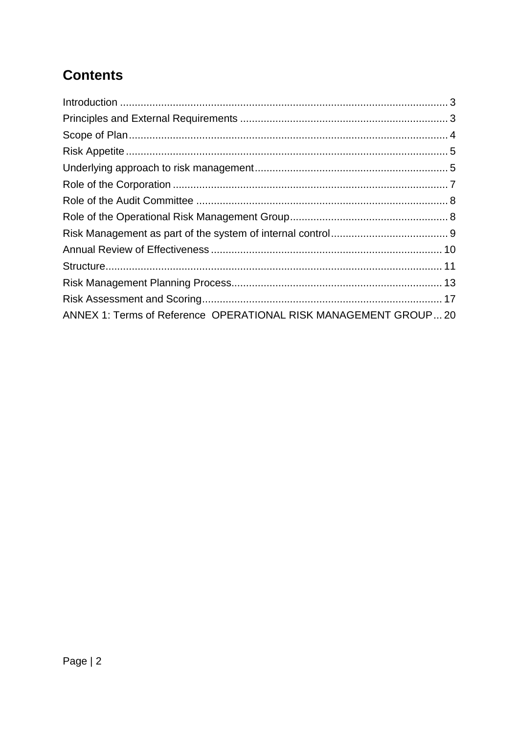# Contents

Introduction ........................................................................................................ 3
Principles and External Requirements ................................................................. 3
Scope of Plan ........................................................................................................ 4
Risk Appetite ......................................................................................................... 5
Underlying approach to risk management ............................................................ 5
Role of the Corporation ......................................................................................... 7
Role of the Audit Committee ................................................................................. 8
Role of the Operational Risk Management Group ................................................ 8
Risk Management as part of the system of internal control .................................. 9
Annual Review of Effectiveness ........................................................................... 10
Structure ............................................................................................................... 11
Risk Management Planning Process .................................................................... 13
Risk Assessment and Scoring .............................................................................. 17
ANNEX 1: Terms of Reference OPERATIONAL RISK MANAGEMENT GROUP ... 20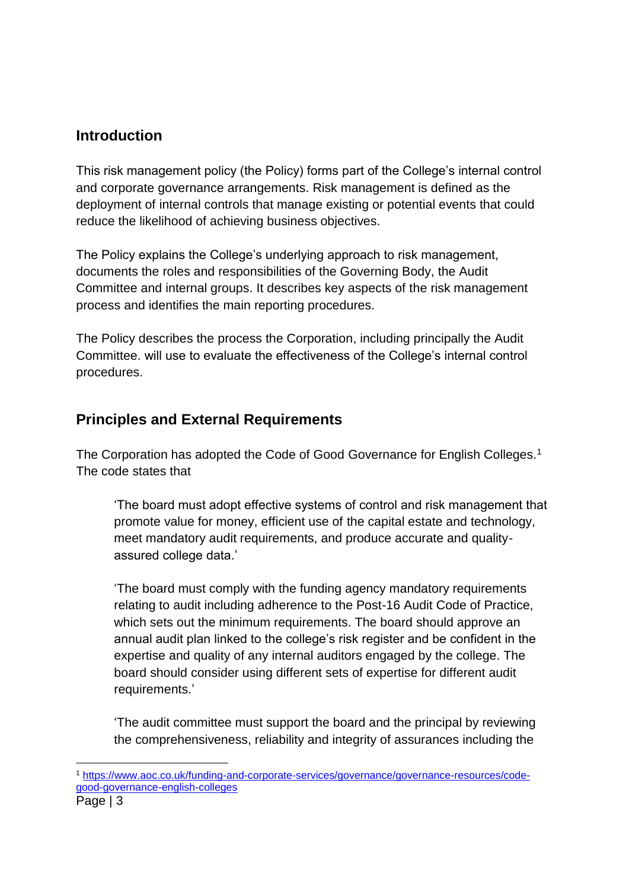## Introduction

This risk management policy (the Policy) forms part of the College's internal control and corporate governance arrangements. Risk management is defined as the deployment of internal controls that manage existing or potential events that could reduce the likelihood of achieving business objectives.

The Policy explains the College's underlying approach to risk management, documents the roles and responsibilities of the Governing Body, the Audit Committee and internal groups. It describes key aspects of the risk management process and identifies the main reporting procedures.

The Policy describes the process the Corporation, including principally the Audit Committee. will use to evaluate the effectiveness of the College's internal control procedures.

## Principles and External Requirements

The Corporation has adopted the Code of Good Governance for English Colleges.[1] The code states that

> 'The board must adopt effective systems of control and risk management that promote value for money, efficient use of the capital estate and technology, meet mandatory audit requirements, and produce accurate and quality-assured college data.'
>
> 'The board must comply with the funding agency mandatory requirements relating to audit including adherence to the Post-16 Audit Code of Practice, which sets out the minimum requirements. The board should approve an annual audit plan linked to the college's risk register and be confident in the expertise and quality of any internal auditors engaged by the college. The board should consider using different sets of expertise for different audit requirements.'
>
> 'The audit committee must support the board and the principal by reviewing the comprehensiveness, reliability and integrity of assurances including the

[1] https://www.aoc.co.uk/funding-and-corporate-services/governance/governance-resources/code-good-governance-english-colleges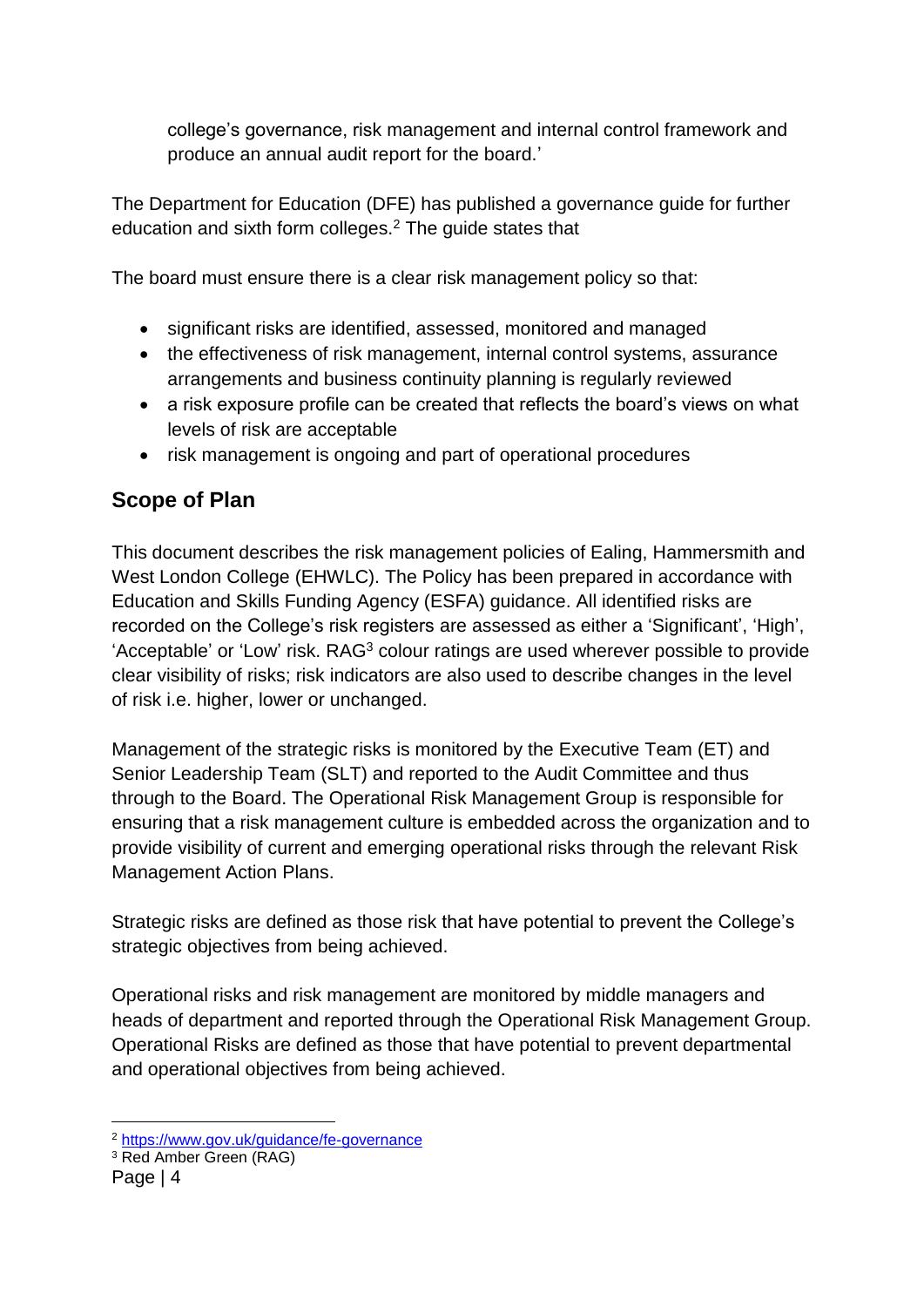college's governance, risk management and internal control framework and produce an annual audit report for the board.'

The Department for Education (DFE) has published a governance guide for further education and sixth form colleges.[2] The guide states that

The board must ensure there is a clear risk management policy so that:

- significant risks are identified, assessed, monitored and managed
- the effectiveness of risk management, internal control systems, assurance arrangements and business continuity planning is regularly reviewed
- a risk exposure profile can be created that reflects the board's views on what levels of risk are acceptable
- risk management is ongoing and part of operational procedures

## Scope of Plan

This document describes the risk management policies of Ealing, Hammersmith and West London College (EHWLC). The Policy has been prepared in accordance with Education and Skills Funding Agency (ESFA) guidance. All identified risks are recorded on the College's risk registers are assessed as either a 'Significant', 'High', 'Acceptable' or 'Low' risk. RAG[3] colour ratings are used wherever possible to provide clear visibility of risks; risk indicators are also used to describe changes in the level of risk i.e. higher, lower or unchanged.

Management of the strategic risks is monitored by the Executive Team (ET) and Senior Leadership Team (SLT) and reported to the Audit Committee and thus through to the Board. The Operational Risk Management Group is responsible for ensuring that a risk management culture is embedded across the organization and to provide visibility of current and emerging operational risks through the relevant Risk Management Action Plans.

Strategic risks are defined as those risk that have potential to prevent the College's strategic objectives from being achieved.

Operational risks and risk management are monitored by middle managers and heads of department and reported through the Operational Risk Management Group. Operational Risks are defined as those that have potential to prevent departmental and operational objectives from being achieved.

[2] https://www.gov.uk/guidance/fe-governance

[3] Red Amber Green (RAG)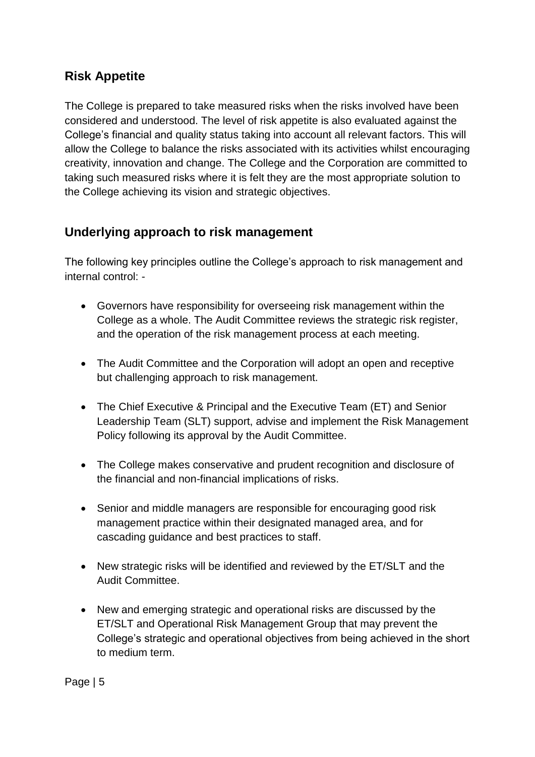## Risk Appetite

The College is prepared to take measured risks when the risks involved have been considered and understood. The level of risk appetite is also evaluated against the College's financial and quality status taking into account all relevant factors. This will allow the College to balance the risks associated with its activities whilst encouraging creativity, innovation and change. The College and the Corporation are committed to taking such measured risks where it is felt they are the most appropriate solution to the College achieving its vision and strategic objectives.

## Underlying approach to risk management

The following key principles outline the College's approach to risk management and internal control: -

- Governors have responsibility for overseeing risk management within the College as a whole. The Audit Committee reviews the strategic risk register, and the operation of the risk management process at each meeting.
- The Audit Committee and the Corporation will adopt an open and receptive but challenging approach to risk management.
- The Chief Executive & Principal and the Executive Team (ET) and Senior Leadership Team (SLT) support, advise and implement the Risk Management Policy following its approval by the Audit Committee.
- The College makes conservative and prudent recognition and disclosure of the financial and non-financial implications of risks.
- Senior and middle managers are responsible for encouraging good risk management practice within their designated managed area, and for cascading guidance and best practices to staff.
- New strategic risks will be identified and reviewed by the ET/SLT and the Audit Committee.
- New and emerging strategic and operational risks are discussed by the ET/SLT and Operational Risk Management Group that may prevent the College's strategic and operational objectives from being achieved in the short to medium term.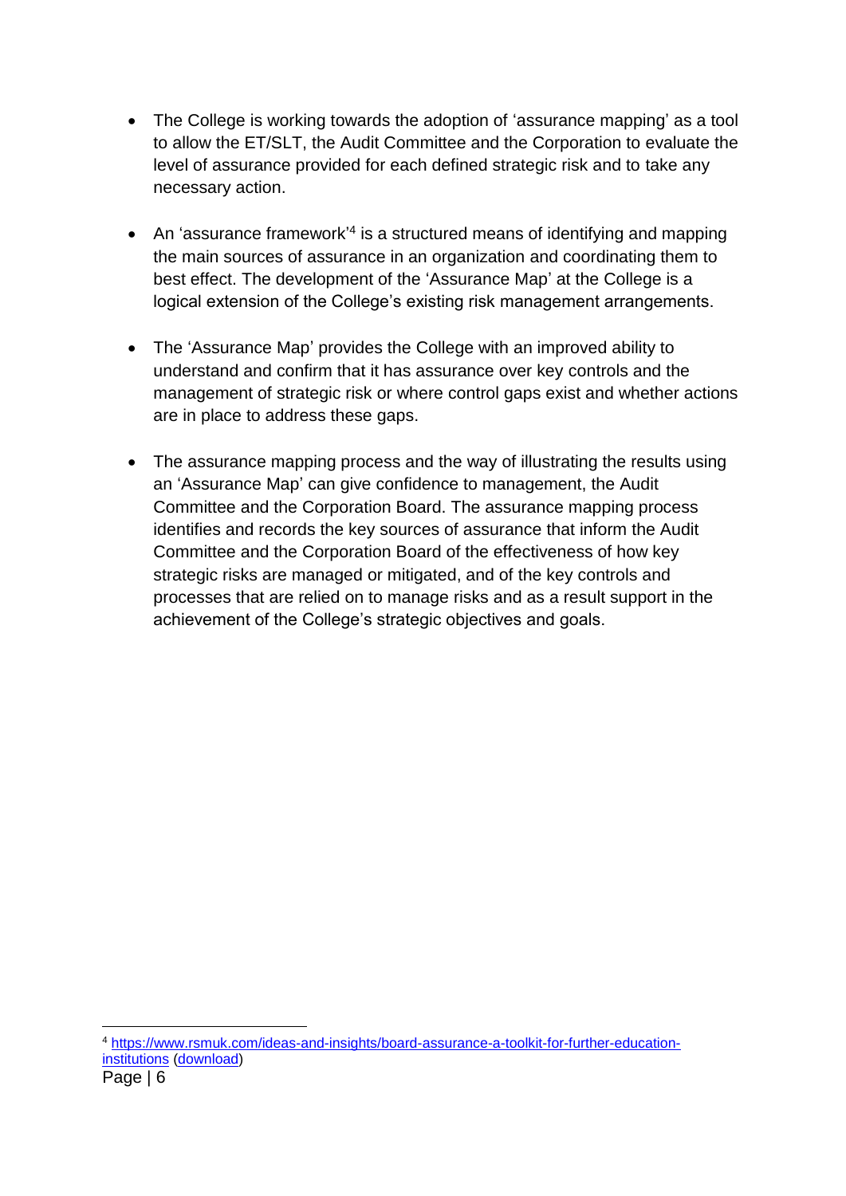- The College is working towards the adoption of 'assurance mapping' as a tool to allow the ET/SLT, the Audit Committee and the Corporation to evaluate the level of assurance provided for each defined strategic risk and to take any necessary action.

- An 'assurance framework'[4] is a structured means of identifying and mapping the main sources of assurance in an organization and coordinating them to best effect. The development of the 'Assurance Map' at the College is a logical extension of the College's existing risk management arrangements.

- The 'Assurance Map' provides the College with an improved ability to understand and confirm that it has assurance over key controls and the management of strategic risk or where control gaps exist and whether actions are in place to address these gaps.

- The assurance mapping process and the way of illustrating the results using an 'Assurance Map' can give confidence to management, the Audit Committee and the Corporation Board. The assurance mapping process identifies and records the key sources of assurance that inform the Audit Committee and the Corporation Board of the effectiveness of how key strategic risks are managed or mitigated, and of the key controls and processes that are relied on to manage risks and as a result support in the achievement of the College's strategic objectives and goals.

---

[4] https://www.rsmuk.com/ideas-and-insights/board-assurance-a-toolkit-for-further-education-institutions (download)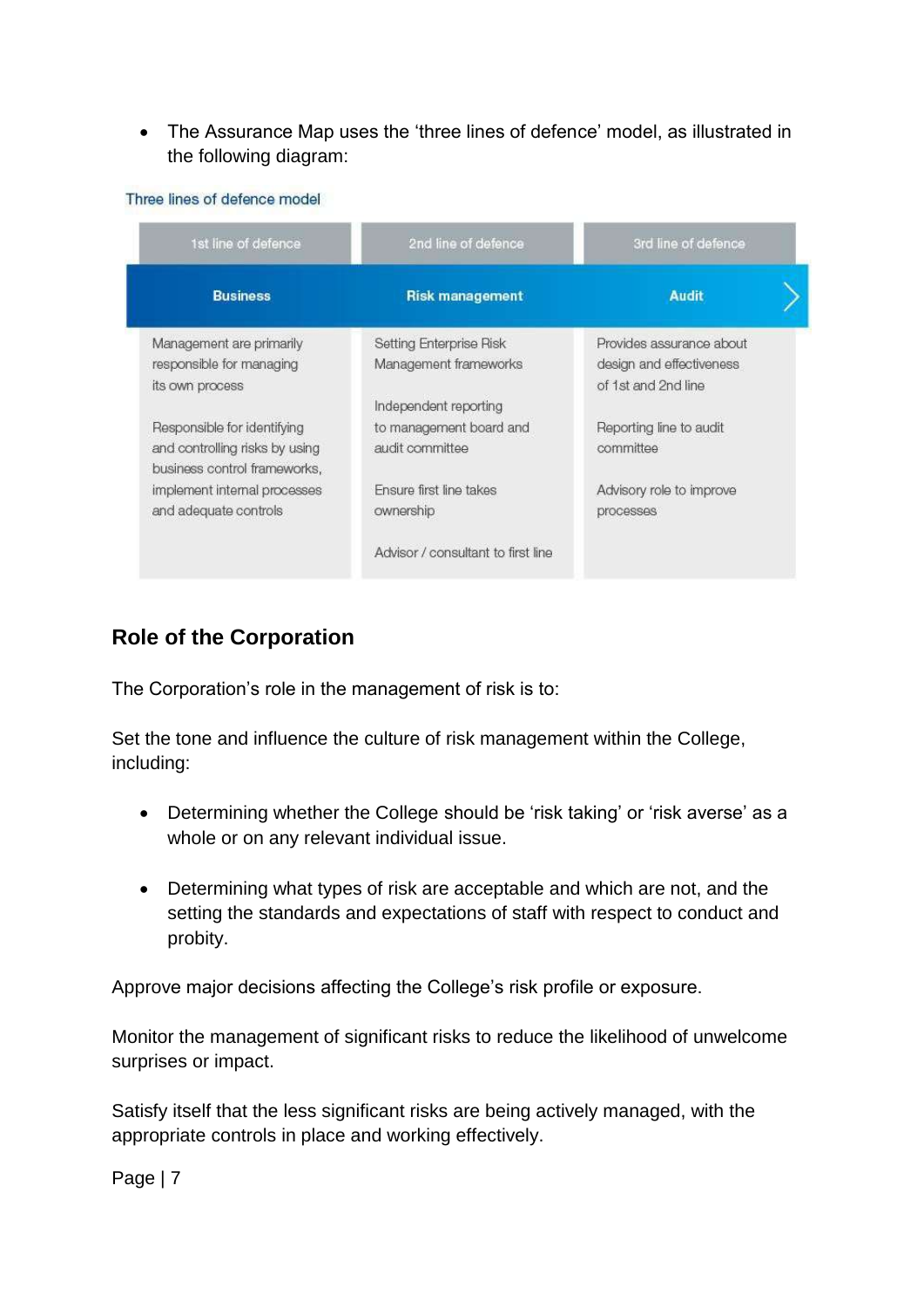- The Assurance Map uses the 'three lines of defence' model, as illustrated in the following diagram:

Three lines of defence model

| 1st line of defence | 2nd line of defence | 3rd line of defence |
| --- | --- | --- |
| **Business** | **Risk management** | **Audit** |
| Management are primarily responsible for managing its own process<br><br>Responsible for identifying and controlling risks by using business control frameworks, implement internal processes and adequate controls | Setting Enterprise Risk Management frameworks<br><br>Independent reporting to management board and audit committee<br><br>Ensure first line takes ownership<br><br>Advisor / consultant to first line | Provides assurance about design and effectiveness of 1st and 2nd line<br><br>Reporting line to audit committee<br><br>Advisory role to improve processes |

## Role of the Corporation

The Corporation's role in the management of risk is to:

Set the tone and influence the culture of risk management within the College, including:

- Determining whether the College should be 'risk taking' or 'risk averse' as a whole or on any relevant individual issue.

- Determining what types of risk are acceptable and which are not, and the setting the standards and expectations of staff with respect to conduct and probity.

Approve major decisions affecting the College's risk profile or exposure.

Monitor the management of significant risks to reduce the likelihood of unwelcome surprises or impact.

Satisfy itself that the less significant risks are being actively managed, with the appropriate controls in place and working effectively.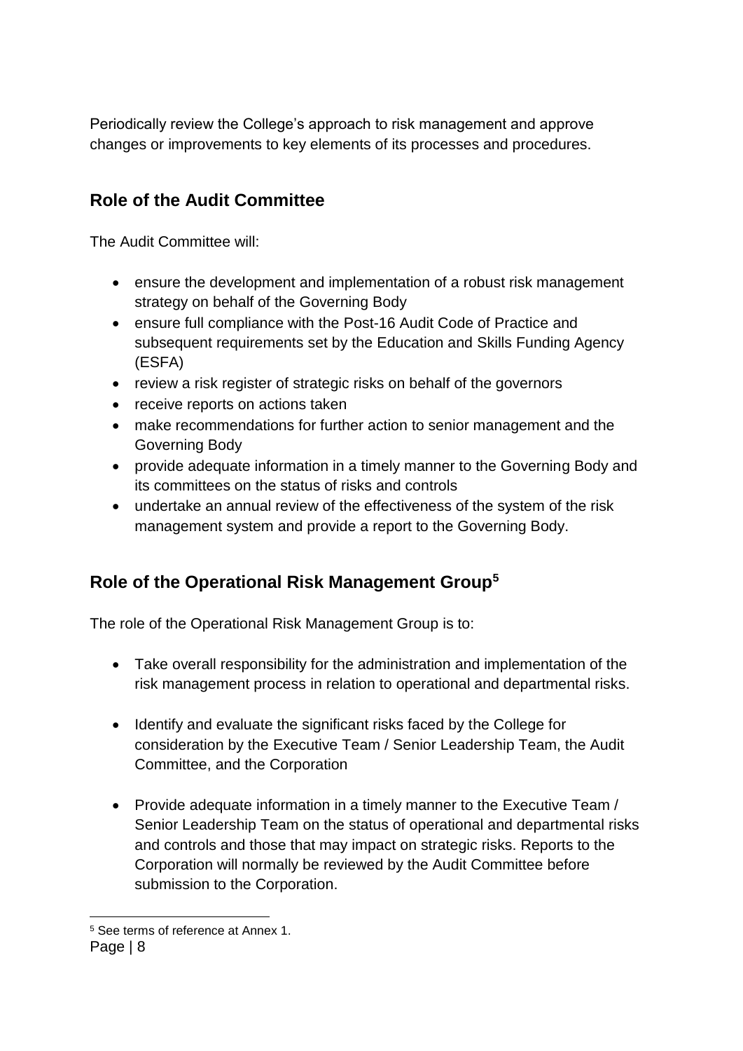Periodically review the College's approach to risk management and approve changes or improvements to key elements of its processes and procedures.

## Role of the Audit Committee

The Audit Committee will:

- ensure the development and implementation of a robust risk management strategy on behalf of the Governing Body
- ensure full compliance with the Post-16 Audit Code of Practice and subsequent requirements set by the Education and Skills Funding Agency (ESFA)
- review a risk register of strategic risks on behalf of the governors
- receive reports on actions taken
- make recommendations for further action to senior management and the Governing Body
- provide adequate information in a timely manner to the Governing Body and its committees on the status of risks and controls
- undertake an annual review of the effectiveness of the system of the risk management system and provide a report to the Governing Body.

## Role of the Operational Risk Management Group[5]

The role of the Operational Risk Management Group is to:

- Take overall responsibility for the administration and implementation of the risk management process in relation to operational and departmental risks.

- Identify and evaluate the significant risks faced by the College for consideration by the Executive Team / Senior Leadership Team, the Audit Committee, and the Corporation

- Provide adequate information in a timely manner to the Executive Team / Senior Leadership Team on the status of operational and departmental risks and controls and those that may impact on strategic risks. Reports to the Corporation will normally be reviewed by the Audit Committee before submission to the Corporation.

[5] See terms of reference at Annex 1.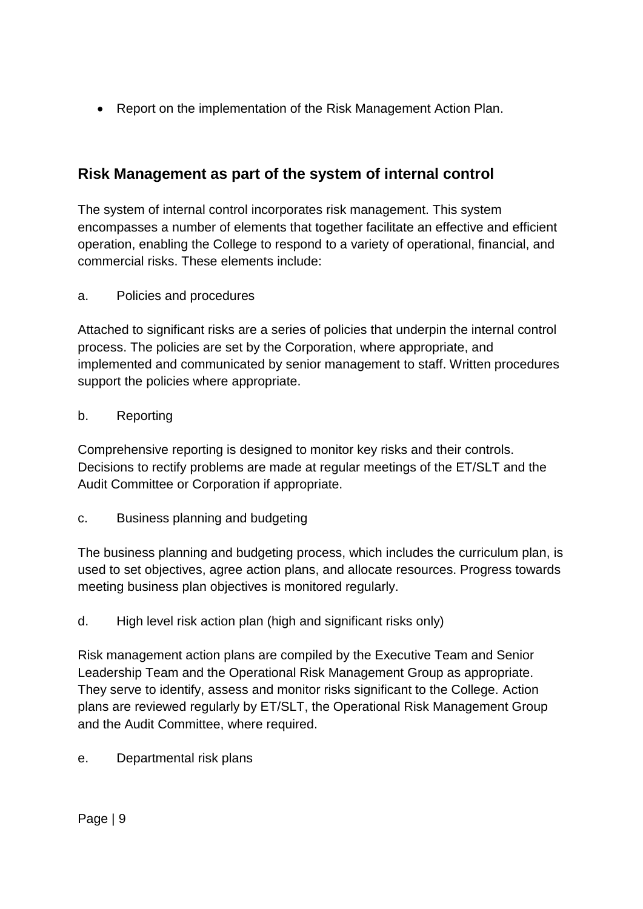- Report on the implementation of the Risk Management Action Plan.

## Risk Management as part of the system of internal control

The system of internal control incorporates risk management. This system encompasses a number of elements that together facilitate an effective and efficient operation, enabling the College to respond to a variety of operational, financial, and commercial risks. These elements include:

a. Policies and procedures

Attached to significant risks are a series of policies that underpin the internal control process. The policies are set by the Corporation, where appropriate, and implemented and communicated by senior management to staff. Written procedures support the policies where appropriate.

b. Reporting

Comprehensive reporting is designed to monitor key risks and their controls. Decisions to rectify problems are made at regular meetings of the ET/SLT and the Audit Committee or Corporation if appropriate.

c. Business planning and budgeting

The business planning and budgeting process, which includes the curriculum plan, is used to set objectives, agree action plans, and allocate resources. Progress towards meeting business plan objectives is monitored regularly.

d. High level risk action plan (high and significant risks only)

Risk management action plans are compiled by the Executive Team and Senior Leadership Team and the Operational Risk Management Group as appropriate. They serve to identify, assess and monitor risks significant to the College. Action plans are reviewed regularly by ET/SLT, the Operational Risk Management Group and the Audit Committee, where required.

e. Departmental risk plans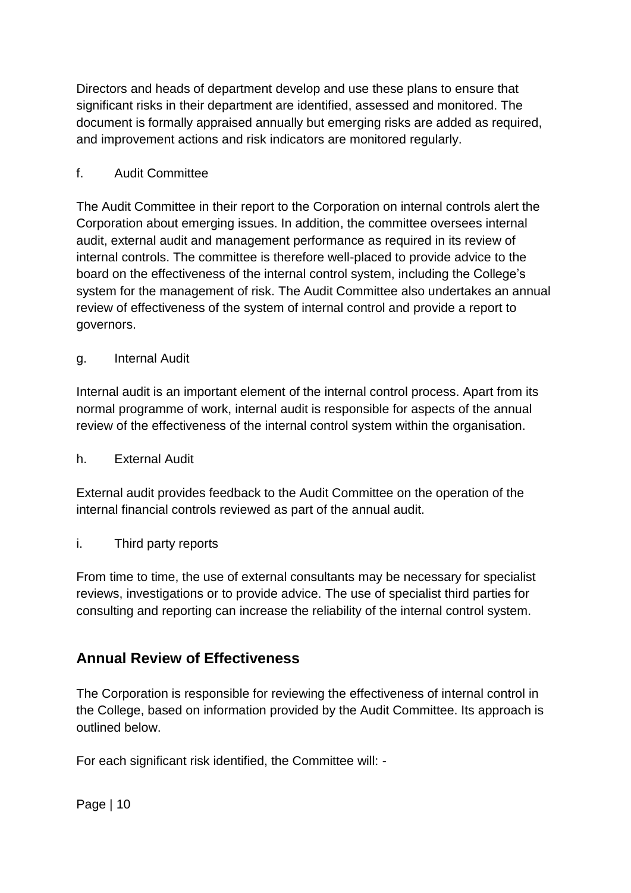Directors and heads of department develop and use these plans to ensure that significant risks in their department are identified, assessed and monitored. The document is formally appraised annually but emerging risks are added as required, and improvement actions and risk indicators are monitored regularly.

f. Audit Committee

The Audit Committee in their report to the Corporation on internal controls alert the Corporation about emerging issues. In addition, the committee oversees internal audit, external audit and management performance as required in its review of internal controls. The committee is therefore well-placed to provide advice to the board on the effectiveness of the internal control system, including the College's system for the management of risk. The Audit Committee also undertakes an annual review of effectiveness of the system of internal control and provide a report to governors.

g. Internal Audit

Internal audit is an important element of the internal control process. Apart from its normal programme of work, internal audit is responsible for aspects of the annual review of the effectiveness of the internal control system within the organisation.

h. External Audit

External audit provides feedback to the Audit Committee on the operation of the internal financial controls reviewed as part of the annual audit.

i. Third party reports

From time to time, the use of external consultants may be necessary for specialist reviews, investigations or to provide advice. The use of specialist third parties for consulting and reporting can increase the reliability of the internal control system.

## Annual Review of Effectiveness

The Corporation is responsible for reviewing the effectiveness of internal control in the College, based on information provided by the Audit Committee. Its approach is outlined below.

For each significant risk identified, the Committee will: -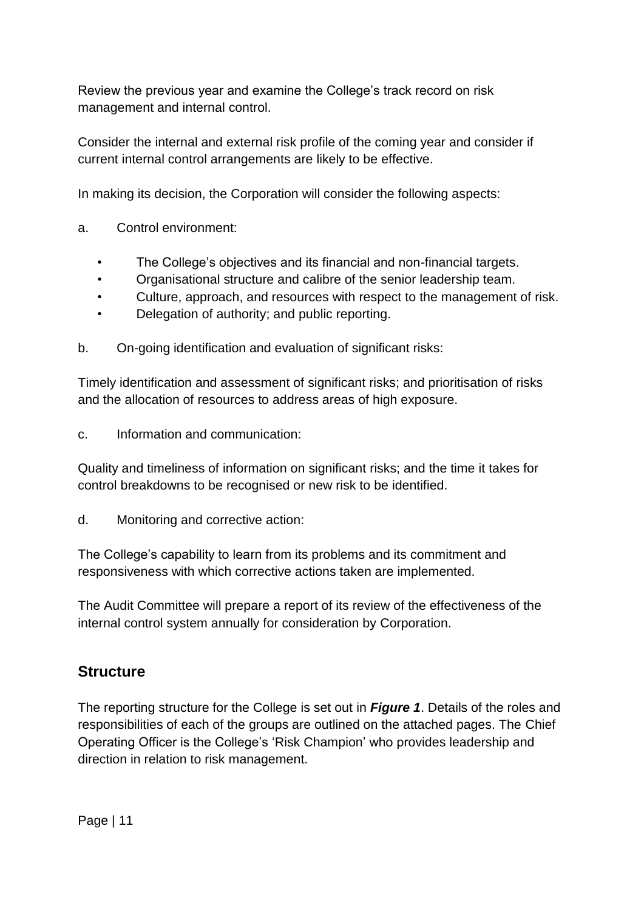Review the previous year and examine the College's track record on risk management and internal control.

Consider the internal and external risk profile of the coming year and consider if current internal control arrangements are likely to be effective.

In making its decision, the Corporation will consider the following aspects:

a. Control environment:

- The College's objectives and its financial and non-financial targets.
- Organisational structure and calibre of the senior leadership team.
- Culture, approach, and resources with respect to the management of risk.
- Delegation of authority; and public reporting.

b. On-going identification and evaluation of significant risks:

Timely identification and assessment of significant risks; and prioritisation of risks and the allocation of resources to address areas of high exposure.

c. Information and communication:

Quality and timeliness of information on significant risks; and the time it takes for control breakdowns to be recognised or new risk to be identified.

d. Monitoring and corrective action:

The College's capability to learn from its problems and its commitment and responsiveness with which corrective actions taken are implemented.

The Audit Committee will prepare a report of its review of the effectiveness of the internal control system annually for consideration by Corporation.

## Structure

The reporting structure for the College is set out in ***Figure 1***. Details of the roles and responsibilities of each of the groups are outlined on the attached pages. The Chief Operating Officer is the College's 'Risk Champion' who provides leadership and direction in relation to risk management.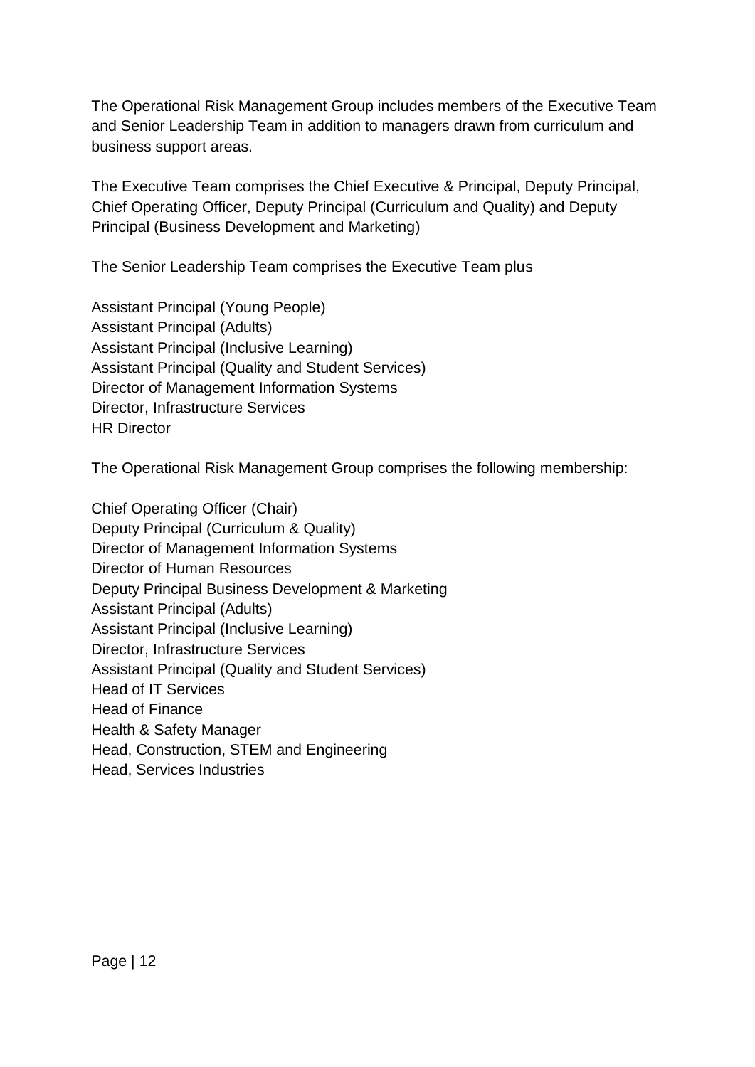The Operational Risk Management Group includes members of the Executive Team and Senior Leadership Team in addition to managers drawn from curriculum and business support areas.

The Executive Team comprises the Chief Executive & Principal, Deputy Principal, Chief Operating Officer, Deputy Principal (Curriculum and Quality) and Deputy Principal (Business Development and Marketing)

The Senior Leadership Team comprises the Executive Team plus

Assistant Principal (Young People)
Assistant Principal (Adults)
Assistant Principal (Inclusive Learning)
Assistant Principal (Quality and Student Services)
Director of Management Information Systems
Director, Infrastructure Services
HR Director

The Operational Risk Management Group comprises the following membership:

Chief Operating Officer (Chair)
Deputy Principal (Curriculum & Quality)
Director of Management Information Systems
Director of Human Resources
Deputy Principal Business Development & Marketing
Assistant Principal (Adults)
Assistant Principal (Inclusive Learning)
Director, Infrastructure Services
Assistant Principal (Quality and Student Services)
Head of IT Services
Head of Finance
Health & Safety Manager
Head, Construction, STEM and Engineering
Head, Services Industries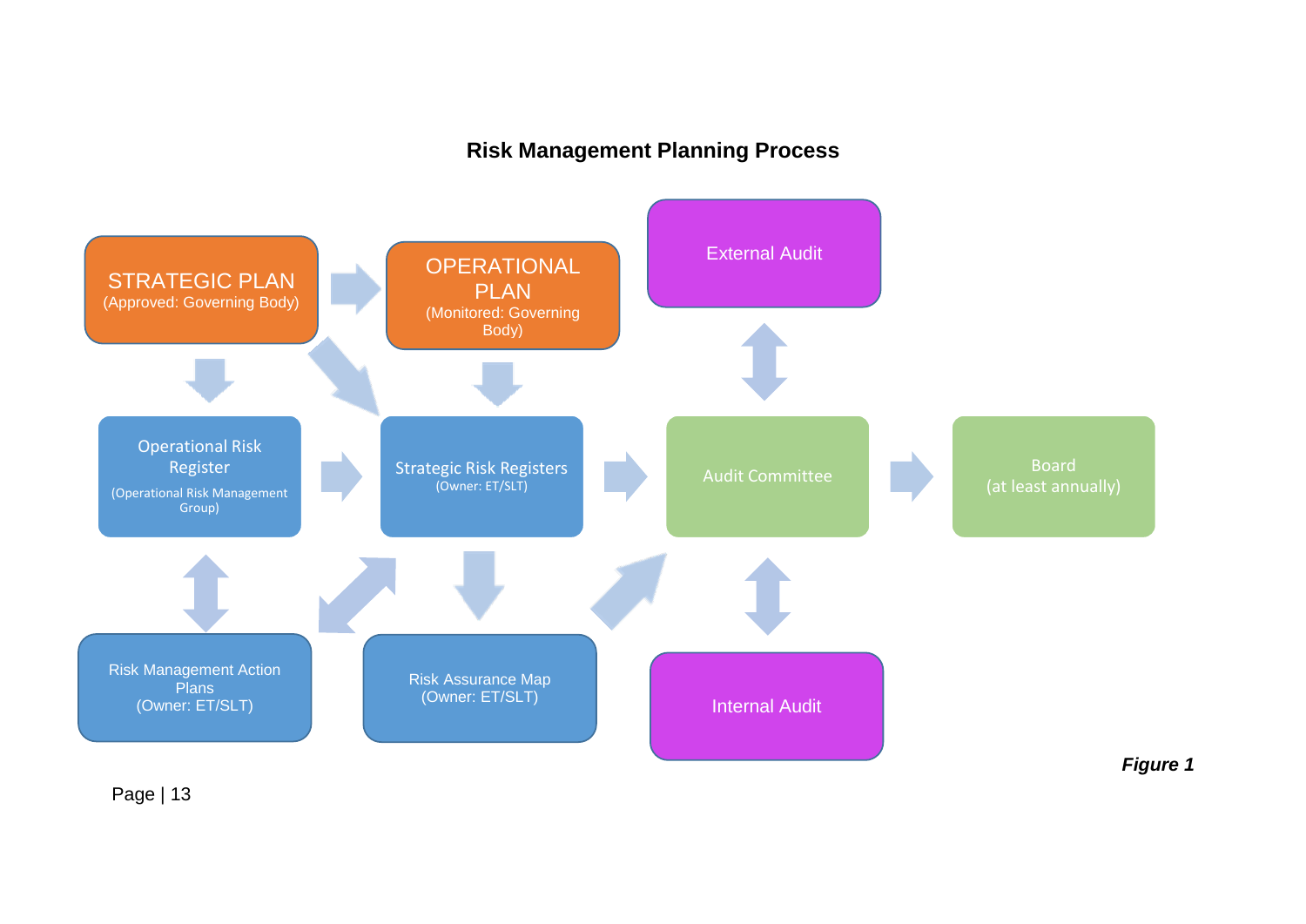## Risk Management Planning Process

STRATEGIC PLAN
(Approved: Governing Body)

OPERATIONAL PLAN
(Monitored: Governing Body)

External Audit

Operational Risk Register
(Operational Risk Management Group)

Strategic Risk Registers
(Owner: ET/SLT)

Audit Committee

Board
(at least annually)

Risk Management Action Plans
(Owner: ET/SLT)

Risk Assurance Map
(Owner: ET/SLT)

Internal Audit

***Figure 1***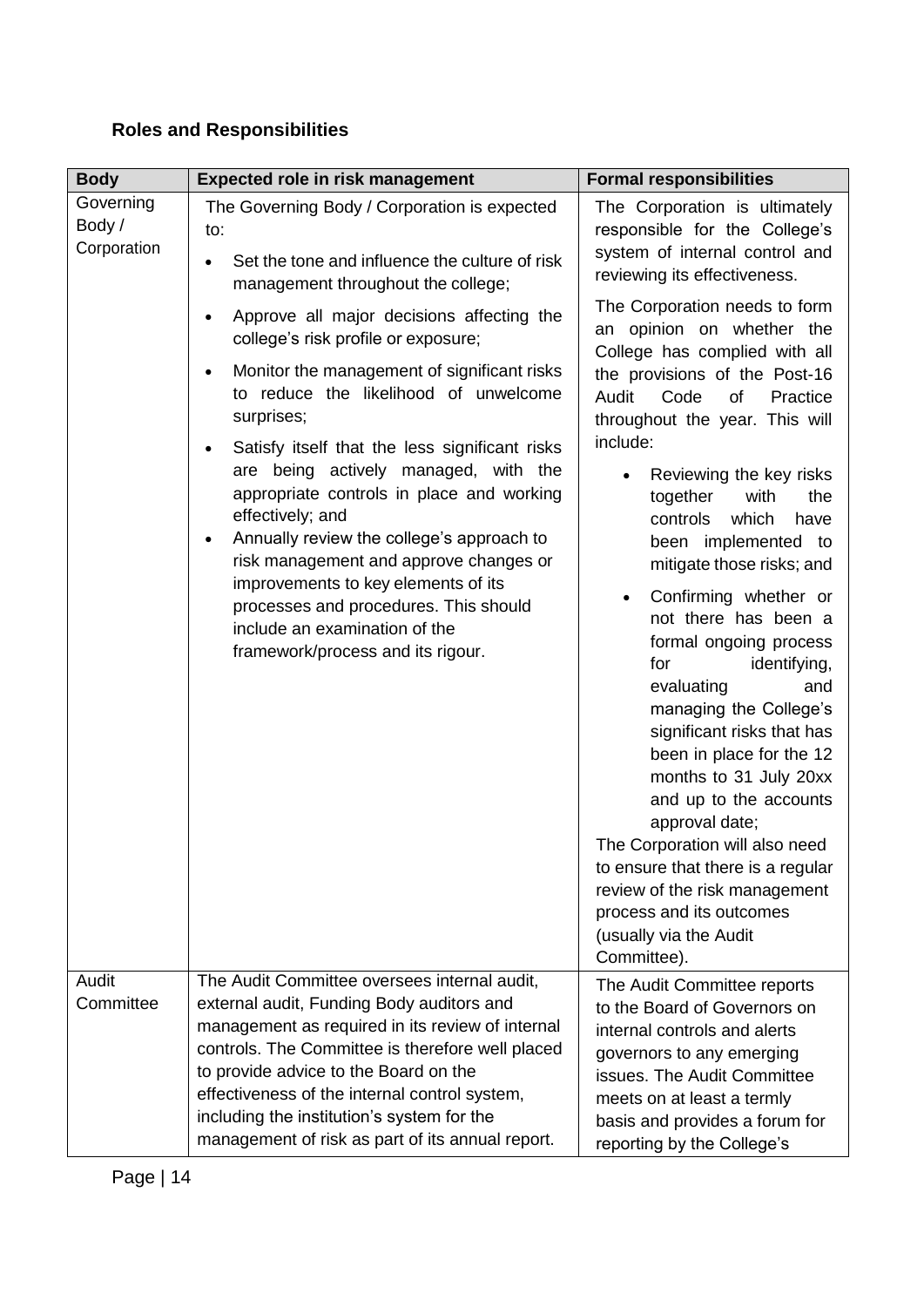## Roles and Responsibilities

| Body | Expected role in risk management | Formal responsibilities |
|---|---|---|
| Governing Body / Corporation | The Governing Body / Corporation is expected to:<br>• Set the tone and influence the culture of risk management throughout the college;<br>• Approve all major decisions affecting the college's risk profile or exposure;<br>• Monitor the management of significant risks to reduce the likelihood of unwelcome surprises;<br>• Satisfy itself that the less significant risks are being actively managed, with the appropriate controls in place and working effectively; and<br>• Annually review the college's approach to risk management and approve changes or improvements to key elements of its processes and procedures. This should include an examination of the framework/process and its rigour. | The Corporation is ultimately responsible for the College's system of internal control and reviewing its effectiveness.<br>The Corporation needs to form an opinion on whether the College has complied with all the provisions of the Post-16 Audit Code of Practice throughout the year. This will include:<br>• Reviewing the key risks together with the controls which have been implemented to mitigate those risks; and<br>• Confirming whether or not there has been a formal ongoing process for identifying, evaluating and managing the College's significant risks that has been in place for the 12 months to 31 July 20xx and up to the accounts approval date;<br>The Corporation will also need to ensure that there is a regular review of the risk management process and its outcomes (usually via the Audit Committee). |
| Audit Committee | The Audit Committee oversees internal audit, external audit, Funding Body auditors and management as required in its review of internal controls. The Committee is therefore well placed to provide advice to the Board on the effectiveness of the internal control system, including the institution's system for the management of risk as part of its annual report. | The Audit Committee reports to the Board of Governors on internal controls and alerts governors to any emerging issues. The Audit Committee meets on at least a termly basis and provides a forum for reporting by the College's |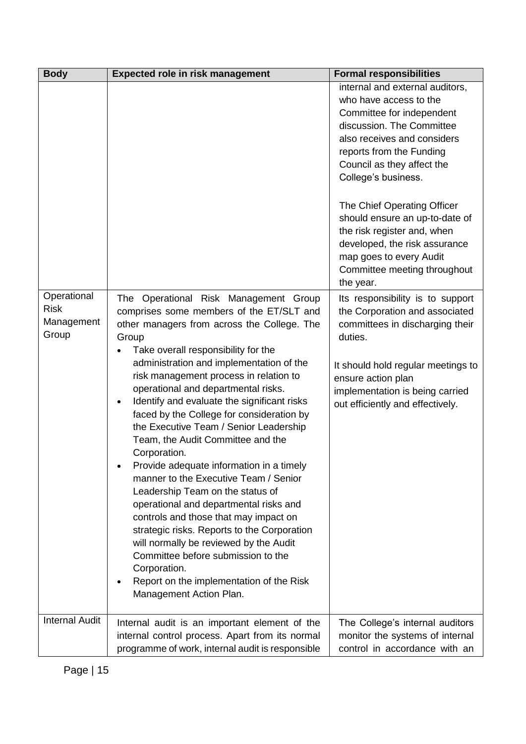| Body | Expected role in risk management | Formal responsibilities |
|---|---|---|
| | | internal and external auditors, who have access to the Committee for independent discussion. The Committee also receives and considers reports from the Funding Council as they affect the College's business.<br><br>The Chief Operating Officer should ensure an up-to-date of the risk register and, when developed, the risk assurance map goes to every Audit Committee meeting throughout the year. |
| Operational Risk Management Group | The Operational Risk Management Group comprises some members of the ET/SLT and other managers from across the College. The Group<br>• Take overall responsibility for the administration and implementation of the risk management process in relation to operational and departmental risks.<br>• Identify and evaluate the significant risks faced by the College for consideration by the Executive Team / Senior Leadership Team, the Audit Committee and the Corporation.<br>• Provide adequate information in a timely manner to the Executive Team / Senior Leadership Team on the status of operational and departmental risks and controls and those that may impact on strategic risks. Reports to the Corporation will normally be reviewed by the Audit Committee before submission to the Corporation.<br>• Report on the implementation of the Risk Management Action Plan. | Its responsibility is to support the Corporation and associated committees in discharging their duties.<br><br>It should hold regular meetings to ensure action plan implementation is being carried out efficiently and effectively. |
| Internal Audit | Internal audit is an important element of the internal control process. Apart from its normal programme of work, internal audit is responsible | The College's internal auditors monitor the systems of internal control in accordance with an |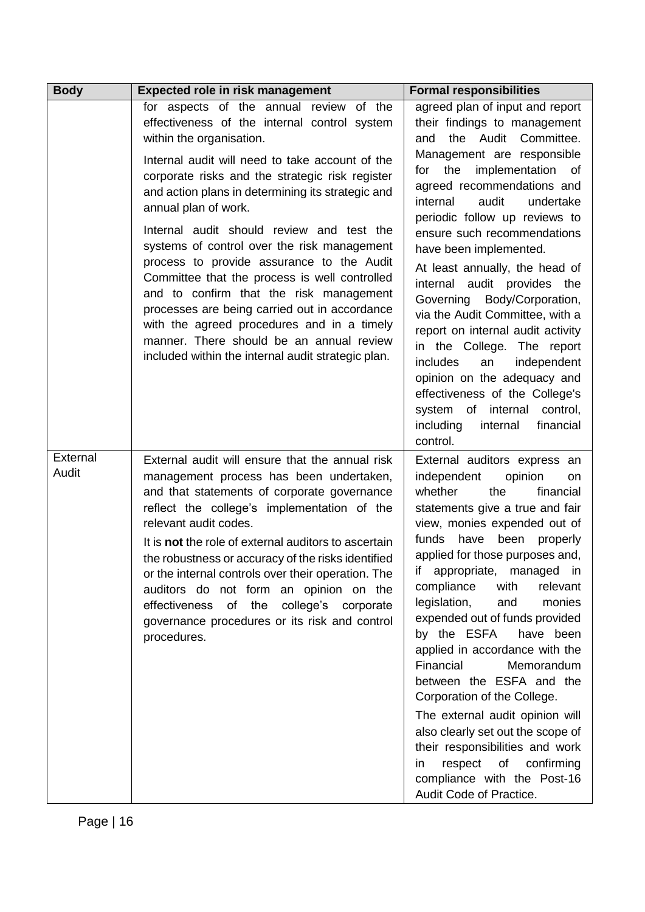| Body | Expected role in risk management | Formal responsibilities |
|---|---|---|
| | for aspects of the annual review of the effectiveness of the internal control system within the organisation.<br><br>Internal audit will need to take account of the corporate risks and the strategic risk register and action plans in determining its strategic and annual plan of work.<br><br>Internal audit should review and test the systems of control over the risk management process to provide assurance to the Audit Committee that the process is well controlled and to confirm that the risk management processes are being carried out in accordance with the agreed procedures and in a timely manner. There should be an annual review included within the internal audit strategic plan. | agreed plan of input and report their findings to management and the Audit Committee. Management are responsible for the implementation of agreed recommendations and internal audit undertake periodic follow up reviews to ensure such recommendations have been implemented.<br><br>At least annually, the head of internal audit provides the Governing Body/Corporation, via the Audit Committee, with a report on internal audit activity in the College. The report includes an independent opinion on the adequacy and effectiveness of the College's system of internal control, including internal financial control. |
| External Audit | External audit will ensure that the annual risk management process has been undertaken, and that statements of corporate governance reflect the college's implementation of the relevant audit codes.<br><br>It is **not** the role of external auditors to ascertain the robustness or accuracy of the risks identified or the internal controls over their operation. The auditors do not form an opinion on the effectiveness of the college's corporate governance procedures or its risk and control procedures. | External auditors express an independent opinion on whether the financial statements give a true and fair view, monies expended out of funds have been properly applied for those purposes and, if appropriate, managed in compliance with relevant legislation, and monies expended out of funds provided by the ESFA have been applied in accordance with the Financial Memorandum between the ESFA and the Corporation of the College.<br><br>The external audit opinion will also clearly set out the scope of their responsibilities and work in respect of confirming compliance with the Post-16 Audit Code of Practice. |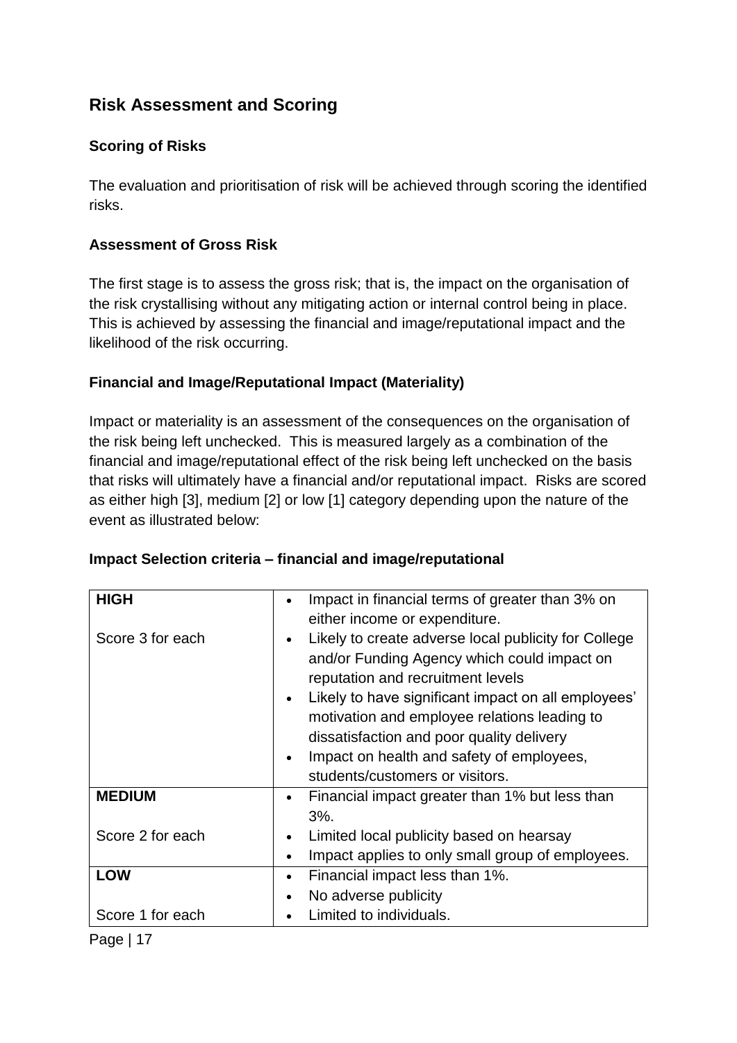## Risk Assessment and Scoring

### Scoring of Risks

The evaluation and prioritisation of risk will be achieved through scoring the identified risks.

### Assessment of Gross Risk

The first stage is to assess the gross risk; that is, the impact on the organisation of the risk crystallising without any mitigating action or internal control being in place. This is achieved by assessing the financial and image/reputational impact and the likelihood of the risk occurring.

### Financial and Image/Reputational Impact (Materiality)

Impact or materiality is an assessment of the consequences on the organisation of the risk being left unchecked. This is measured largely as a combination of the financial and image/reputational effect of the risk being left unchecked on the basis that risks will ultimately have a financial and/or reputational impact. Risks are scored as either high [3], medium [2] or low [1] category depending upon the nature of the event as illustrated below:

### Impact Selection criteria – financial and image/reputational

| | |
|---|---|
| **HIGH**<br><br>Score 3 for each | • Impact in financial terms of greater than 3% on either income or expenditure.<br>• Likely to create adverse local publicity for College and/or Funding Agency which could impact on reputation and recruitment levels<br>• Likely to have significant impact on all employees' motivation and employee relations leading to dissatisfaction and poor quality delivery<br>• Impact on health and safety of employees, students/customers or visitors. |
| **MEDIUM**<br><br>Score 2 for each | • Financial impact greater than 1% but less than 3%.<br>• Limited local publicity based on hearsay<br>• Impact applies to only small group of employees. |
| **LOW**<br><br>Score 1 for each | • Financial impact less than 1%.<br>• No adverse publicity<br>• Limited to individuals. |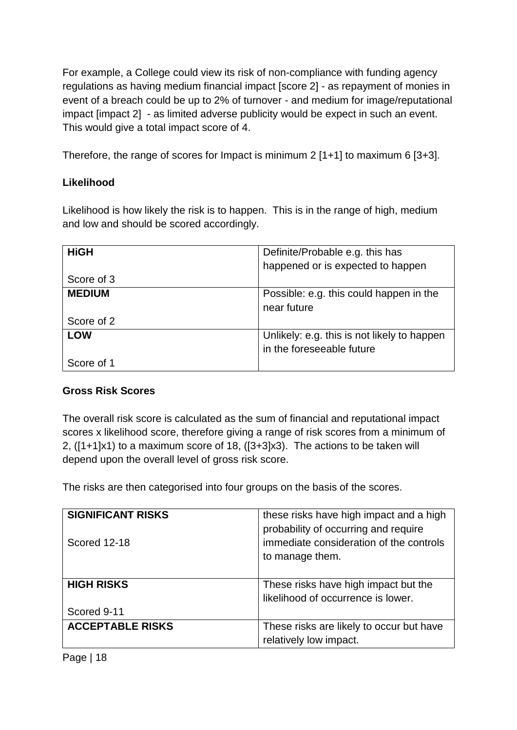For example, a College could view its risk of non-compliance with funding agency regulations as having medium financial impact [score 2] - as repayment of monies in event of a breach could be up to 2% of turnover - and medium for image/reputational impact [impact 2] - as limited adverse publicity would be expect in such an event. This would give a total impact score of 4.

Therefore, the range of scores for Impact is minimum 2 [1+1] to maximum 6 [3+3].

**Likelihood**

Likelihood is how likely the risk is to happen. This is in the range of high, medium and low and should be scored accordingly.

| | |
|---|---|
| **HiGH**<br><br>Score of 3 | Definite/Probable e.g. this has happened or is expected to happen |
| **MEDIUM**<br><br>Score of 2 | Possible: e.g. this could happen in the near future |
| **LOW**<br><br>Score of 1 | Unlikely: e.g. this is not likely to happen in the foreseeable future |

**Gross Risk Scores**

The overall risk score is calculated as the sum of financial and reputational impact scores x likelihood score, therefore giving a range of risk scores from a minimum of 2, ([1+1]x1) to a maximum score of 18, ([3+3]x3). The actions to be taken will depend upon the overall level of gross risk score.

The risks are then categorised into four groups on the basis of the scores.

| | |
|---|---|
| **SIGNIFICANT RISKS**<br><br>Scored 12-18 | these risks have high impact and a high probability of occurring and require immediate consideration of the controls to manage them. |
| **HIGH RISKS**<br><br>Scored 9-11 | These risks have high impact but the likelihood of occurrence is lower. |
| **ACCEPTABLE RISKS** | These risks are likely to occur but have relatively low impact. |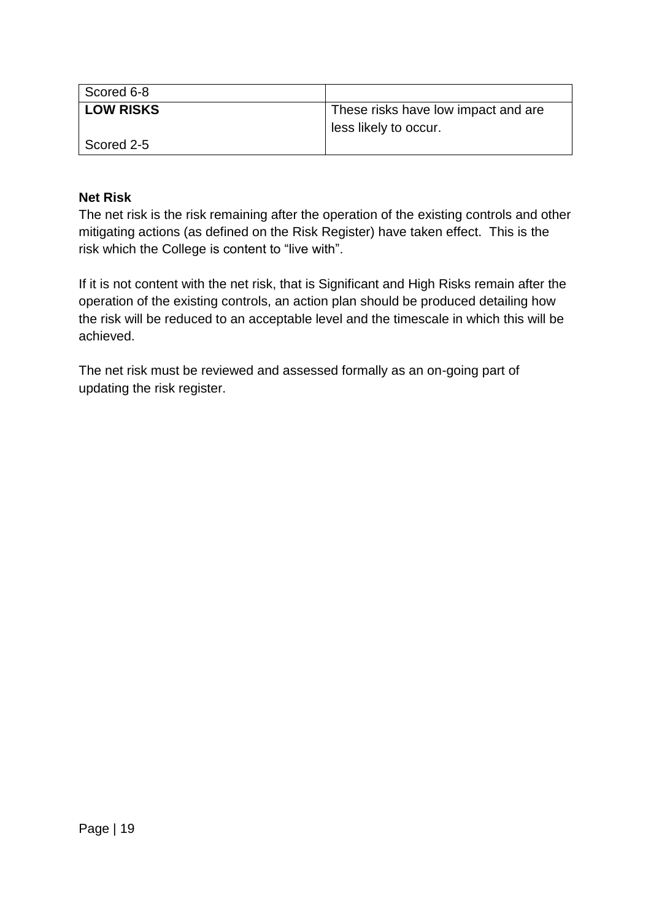| | |
|---|---|
| Scored 6-8 | |
| **LOW RISKS**<br><br>Scored 2-5 | These risks have low impact and are less likely to occur. |

**Net Risk**

The net risk is the risk remaining after the operation of the existing controls and other mitigating actions (as defined on the Risk Register) have taken effect. This is the risk which the College is content to "live with".

If it is not content with the net risk, that is Significant and High Risks remain after the operation of the existing controls, an action plan should be produced detailing how the risk will be reduced to an acceptable level and the timescale in which this will be achieved.

The net risk must be reviewed and assessed formally as an on-going part of updating the risk register.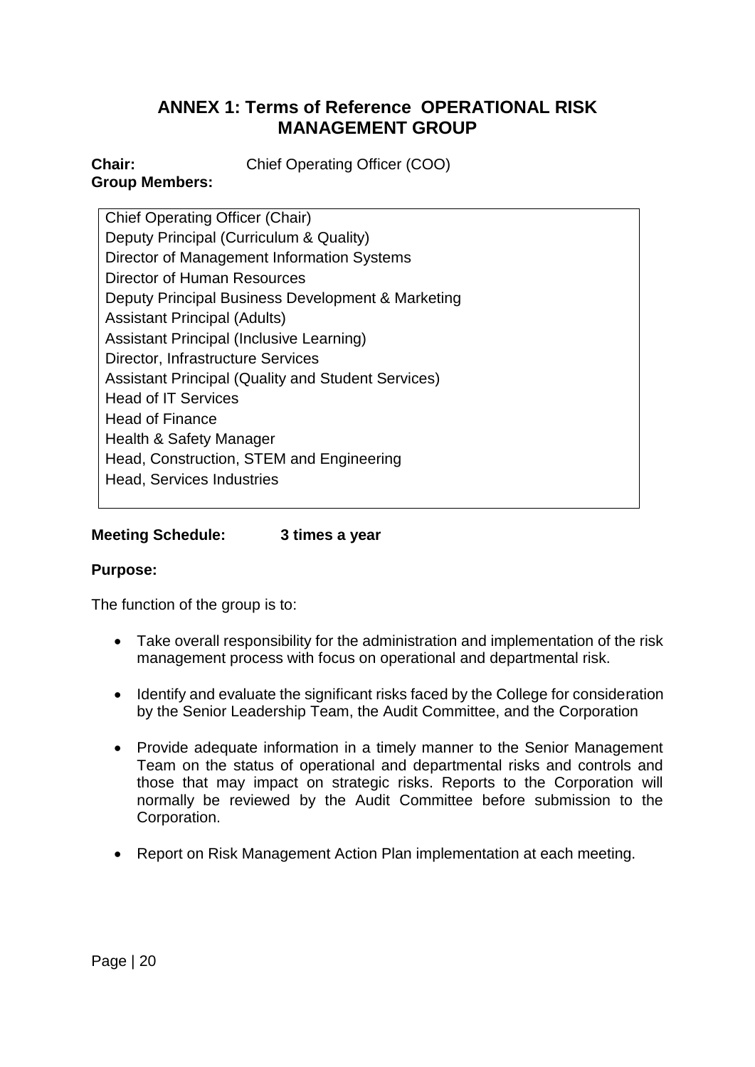## ANNEX 1: Terms of Reference OPERATIONAL RISK MANAGEMENT GROUP

**Chair:** Chief Operating Officer (COO)

**Group Members:**

Chief Operating Officer (Chair)
Deputy Principal (Curriculum & Quality)
Director of Management Information Systems
Director of Human Resources
Deputy Principal Business Development & Marketing
Assistant Principal (Adults)
Assistant Principal (Inclusive Learning)
Director, Infrastructure Services
Assistant Principal (Quality and Student Services)
Head of IT Services
Head of Finance
Health & Safety Manager
Head, Construction, STEM and Engineering
Head, Services Industries

**Meeting Schedule: 3 times a year**

**Purpose:**

The function of the group is to:

- Take overall responsibility for the administration and implementation of the risk management process with focus on operational and departmental risk.

- Identify and evaluate the significant risks faced by the College for consideration by the Senior Leadership Team, the Audit Committee, and the Corporation

- Provide adequate information in a timely manner to the Senior Management Team on the status of operational and departmental risks and controls and those that may impact on strategic risks. Reports to the Corporation will normally be reviewed by the Audit Committee before submission to the Corporation.

- Report on Risk Management Action Plan implementation at each meeting.